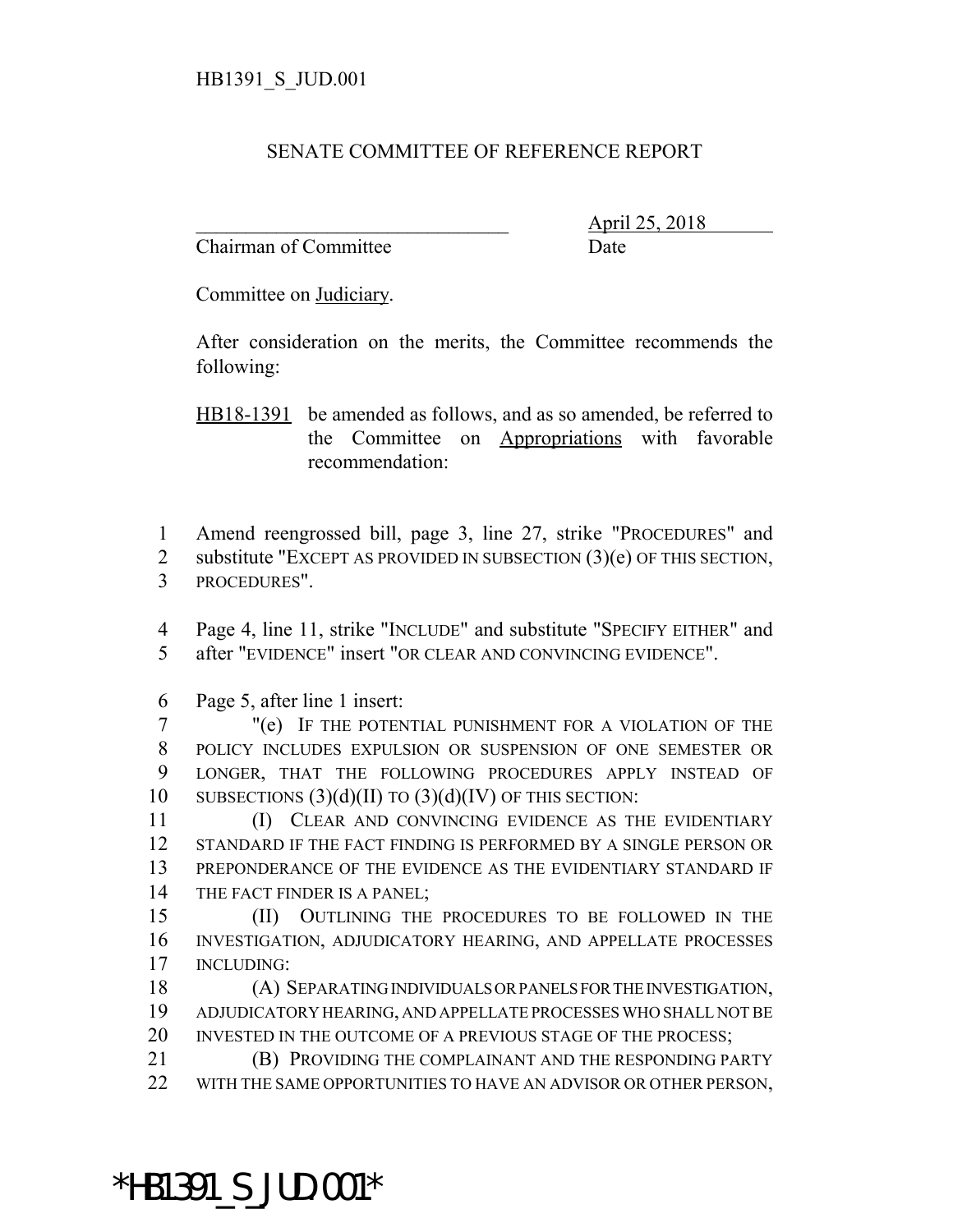HB1391_S_JUD.001

SENATE COMMITTEE OF REFERENCE REPORT

________________________________ April 25, 2018
Chairman of Committee Date

Committee on Judiciary.

After consideration on the merits, the Committee recommends the following:

HB18-1391 be amended as follows, and as so amended, be referred to the Committee on Appropriations with favorable recommendation:

1 Amend reengrossed bill, page 3, line 27, strike "PROCEDURES" and
2 substitute "EXCEPT AS PROVIDED IN SUBSECTION (3)(e) OF THIS SECTION,
3 PROCEDURES".

4 Page 4, line 11, strike "INCLUDE" and substitute "SPECIFY EITHER" and
5 after "EVIDENCE" insert "OR CLEAR AND CONVINCING EVIDENCE".

6 Page 5, after line 1 insert:
7 "(e) IF THE POTENTIAL PUNISHMENT FOR A VIOLATION OF THE
8 POLICY INCLUDES EXPULSION OR SUSPENSION OF ONE SEMESTER OR
9 LONGER, THAT THE FOLLOWING PROCEDURES APPLY INSTEAD OF
10 SUBSECTIONS (3)(d)(II) TO (3)(d)(IV) OF THIS SECTION:
11 (I) CLEAR AND CONVINCING EVIDENCE AS THE EVIDENTIARY
12 STANDARD IF THE FACT FINDING IS PERFORMED BY A SINGLE PERSON OR
13 PREPONDERANCE OF THE EVIDENCE AS THE EVIDENTIARY STANDARD IF
14 THE FACT FINDER IS A PANEL;
15 (II) OUTLINING THE PROCEDURES TO BE FOLLOWED IN THE
16 INVESTIGATION, ADJUDICATORY HEARING, AND APPELLATE PROCESSES
17 INCLUDING:
18 (A) SEPARATING INDIVIDUALS OR PANELS FOR THE INVESTIGATION,
19 ADJUDICATORY HEARING, AND APPELLATE PROCESSES WHO SHALL NOT BE
20 INVESTED IN THE OUTCOME OF A PREVIOUS STAGE OF THE PROCESS;
21 (B) PROVIDING THE COMPLAINANT AND THE RESPONDING PARTY
22 WITH THE SAME OPPORTUNITIES TO HAVE AN ADVISOR OR OTHER PERSON,

*HB1391_S_JUD.001*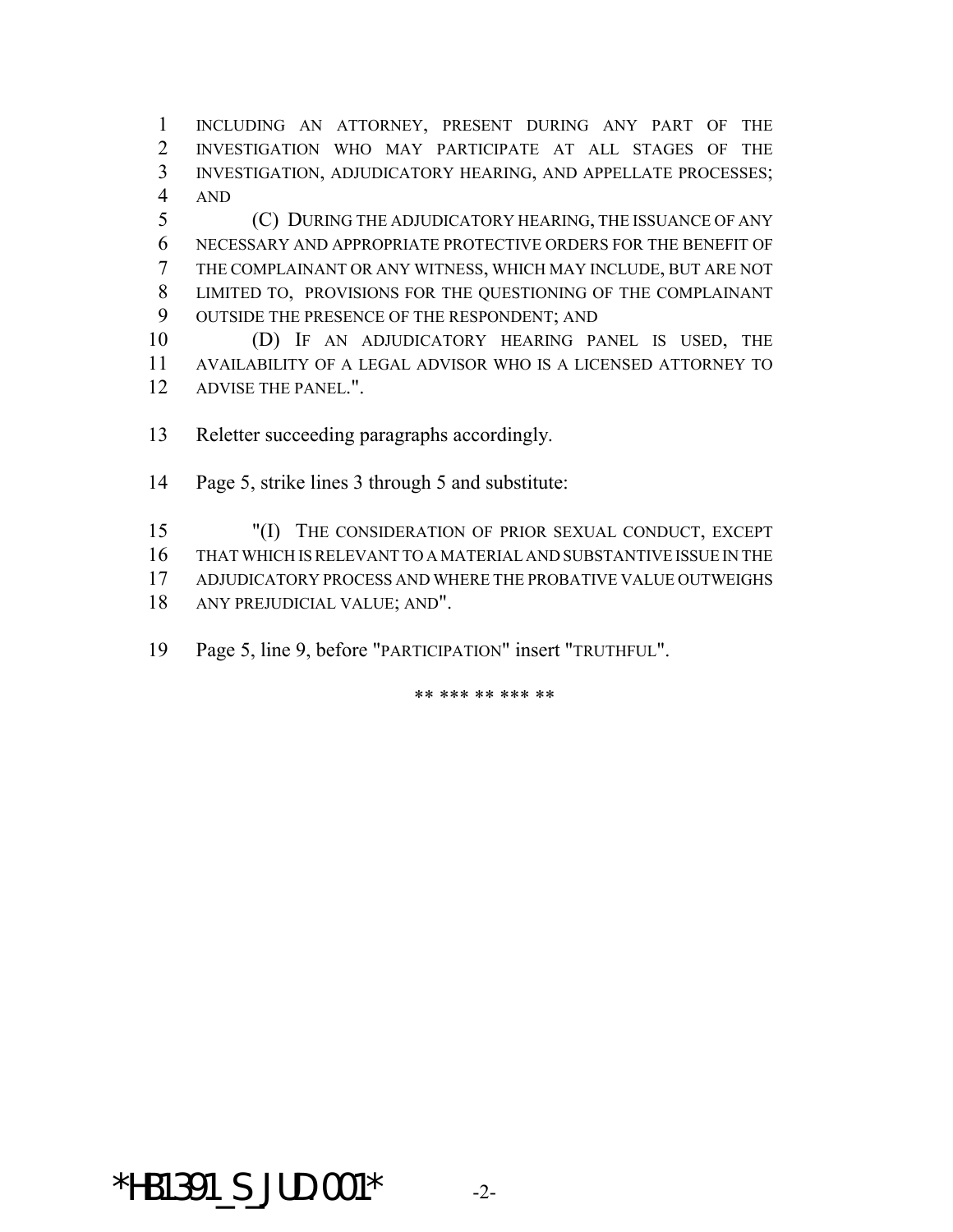INCLUDING AN ATTORNEY, PRESENT DURING ANY PART OF THE INVESTIGATION WHO MAY PARTICIPATE AT ALL STAGES OF THE INVESTIGATION, ADJUDICATORY HEARING, AND APPELLATE PROCESSES; AND

(C) DURING THE ADJUDICATORY HEARING, THE ISSUANCE OF ANY NECESSARY AND APPROPRIATE PROTECTIVE ORDERS FOR THE BENEFIT OF THE COMPLAINANT OR ANY WITNESS, WHICH MAY INCLUDE, BUT ARE NOT LIMITED TO, PROVISIONS FOR THE QUESTIONING OF THE COMPLAINANT OUTSIDE THE PRESENCE OF THE RESPONDENT; AND

(D) IF AN ADJUDICATORY HEARING PANEL IS USED, THE AVAILABILITY OF A LEGAL ADVISOR WHO IS A LICENSED ATTORNEY TO ADVISE THE PANEL.".

Reletter succeeding paragraphs accordingly.

Page 5, strike lines 3 through 5 and substitute:

"(I) THE CONSIDERATION OF PRIOR SEXUAL CONDUCT, EXCEPT THAT WHICH IS RELEVANT TO A MATERIAL AND SUBSTANTIVE ISSUE IN THE ADJUDICATORY PROCESS AND WHERE THE PROBATIVE VALUE OUTWEIGHS ANY PREJUDICIAL VALUE; AND".

Page 5, line 9, before "PARTICIPATION" insert "TRUTHFUL".

** *** ** *** **

*HB1391_S_JUD.001*